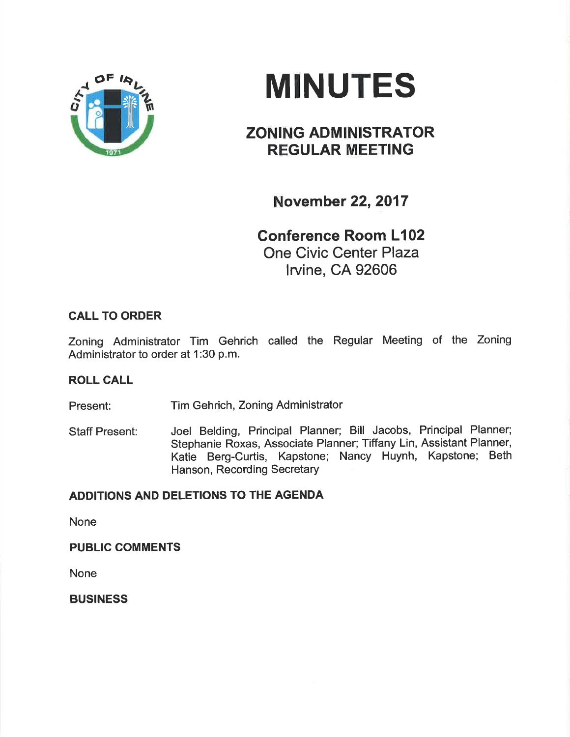# MINUTES

## ZONING ADMINISTRATOR REGULAR MEETING

### November 22, 2017

### Conference Room L102

One Civic Center Plaza
Irvine, CA 92606

**CALL TO ORDER**

Zoning Administrator Tim Gehrich called the Regular Meeting of the Zoning Administrator to order at 1:30 p.m.

**ROLL CALL**

Present: Tim Gehrich, Zoning Administrator

Staff Present: Joel Belding, Principal Planner; Bill Jacobs, Principal Planner; Stephanie Roxas, Associate Planner; Tiffany Lin, Assistant Planner, Katie Berg-Curtis, Kapstone; Nancy Huynh, Kapstone; Beth Hanson, Recording Secretary

**ADDITIONS AND DELETIONS TO THE AGENDA**

None

**PUBLIC COMMENTS**

None

**BUSINESS**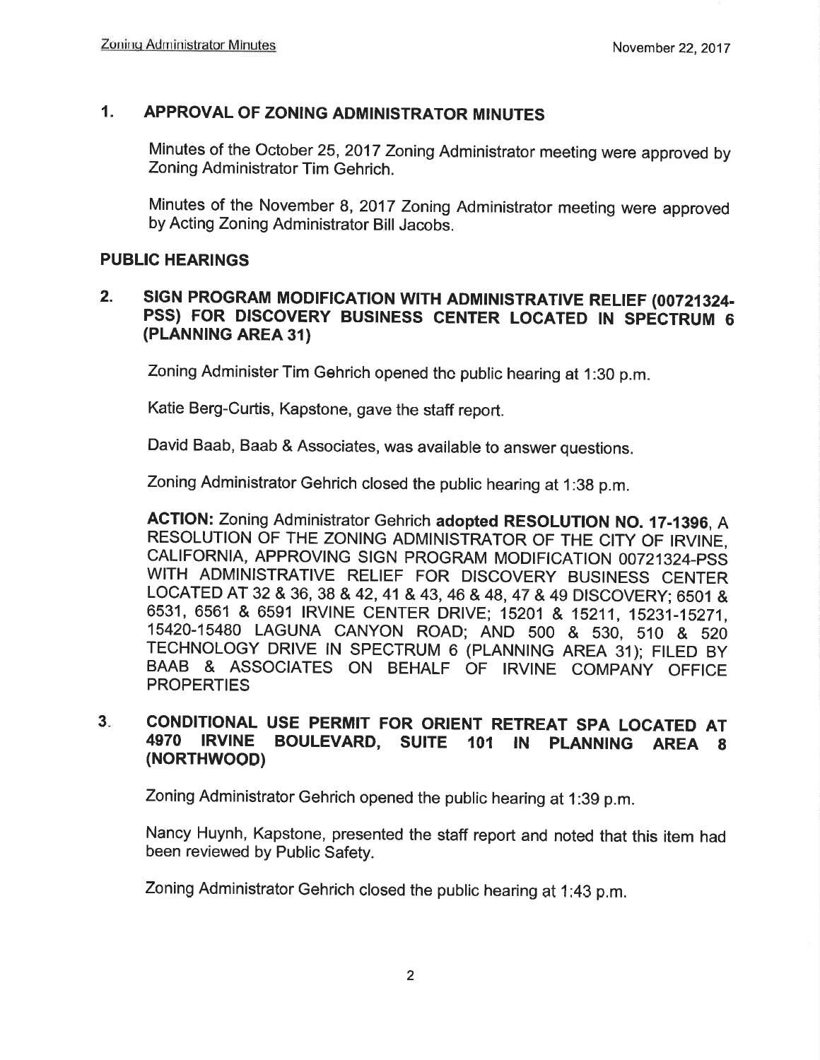## 1. APPROVAL OF ZONING ADMINISTRATOR MINUTES

Minutes of the October 25, 2017 Zoning Administrator meeting were approved by Zoning Administrator Tim Gehrich.

Minutes of the November 8, 2017 Zoning Administrator meeting were approved by Acting Zoning Administrator Bill Jacobs.

## PUBLIC HEARINGS

## 2. SIGN PROGRAM MODIFICATION WITH ADMINISTRATIVE RELIEF (00721324-PSS) FOR DISCOVERY BUSINESS CENTER LOCATED IN SPECTRUM 6 (PLANNING AREA 31)

Zoning Administer Tim Gehrich opened the public hearing at 1:30 p.m.

Katie Berg-Curtis, Kapstone, gave the staff report.

David Baab, Baab & Associates, was available to answer questions.

Zoning Administrator Gehrich closed the public hearing at 1:38 p.m.

**ACTION:** Zoning Administrator Gehrich **adopted RESOLUTION NO. 17-1396**, A RESOLUTION OF THE ZONING ADMINISTRATOR OF THE CITY OF IRVINE, CALIFORNIA, APPROVING SIGN PROGRAM MODIFICATION 00721324-PSS WITH ADMINISTRATIVE RELIEF FOR DISCOVERY BUSINESS CENTER LOCATED AT 32 & 36, 38 & 42, 41 & 43, 46 & 48, 47 & 49 DISCOVERY; 6501 & 6531, 6561 & 6591 IRVINE CENTER DRIVE; 15201 & 15211, 15231-15271, 15420-15480 LAGUNA CANYON ROAD; AND 500 & 530, 510 & 520 TECHNOLOGY DRIVE IN SPECTRUM 6 (PLANNING AREA 31); FILED BY BAAB & ASSOCIATES ON BEHALF OF IRVINE COMPANY OFFICE PROPERTIES

## 3. CONDITIONAL USE PERMIT FOR ORIENT RETREAT SPA LOCATED AT 4970 IRVINE BOULEVARD, SUITE 101 IN PLANNING AREA 8 (NORTHWOOD)

Zoning Administrator Gehrich opened the public hearing at 1:39 p.m.

Nancy Huynh, Kapstone, presented the staff report and noted that this item had been reviewed by Public Safety.

Zoning Administrator Gehrich closed the public hearing at 1:43 p.m.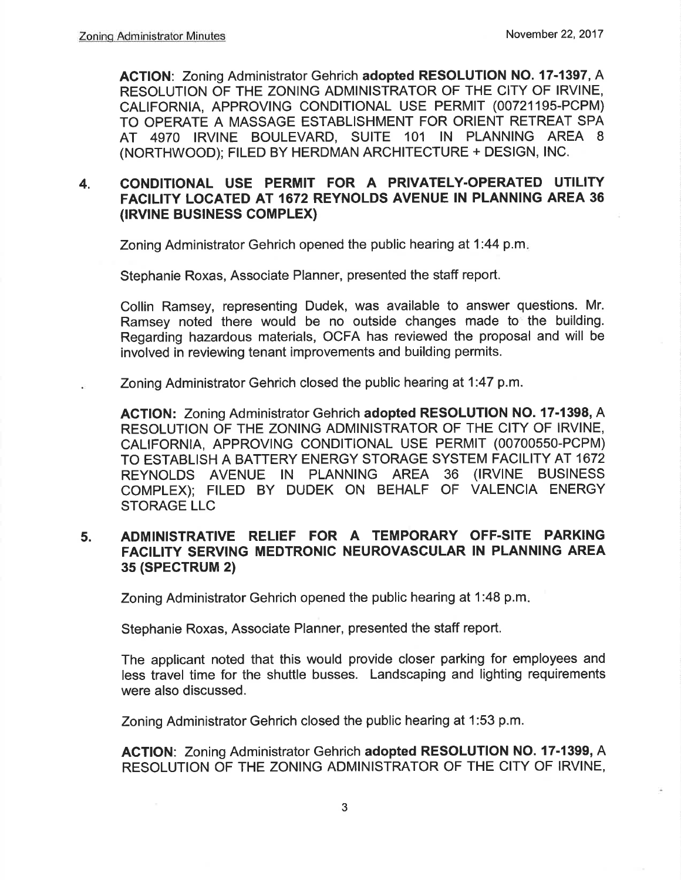**ACTION**: Zoning Administrator Gehrich **adopted RESOLUTION NO. 17-1397**, A RESOLUTION OF THE ZONING ADMINISTRATOR OF THE CITY OF IRVINE, CALIFORNIA, APPROVING CONDITIONAL USE PERMIT (00721195-PCPM) TO OPERATE A MASSAGE ESTABLISHMENT FOR ORIENT RETREAT SPA AT 4970 IRVINE BOULEVARD, SUITE 101 IN PLANNING AREA 8 (NORTHWOOD); FILED BY HERDMAN ARCHITECTURE + DESIGN, INC.

**4. CONDITIONAL USE PERMIT FOR A PRIVATELY-OPERATED UTILITY FACILITY LOCATED AT 1672 REYNOLDS AVENUE IN PLANNING AREA 36 (IRVINE BUSINESS COMPLEX)**

Zoning Administrator Gehrich opened the public hearing at 1:44 p.m.

Stephanie Roxas, Associate Planner, presented the staff report.

Collin Ramsey, representing Dudek, was available to answer questions. Mr. Ramsey noted there would be no outside changes made to the building. Regarding hazardous materials, OCFA has reviewed the proposal and will be involved in reviewing tenant improvements and building permits.

Zoning Administrator Gehrich closed the public hearing at 1:47 p.m.

**ACTION:** Zoning Administrator Gehrich **adopted RESOLUTION NO. 17-1398,** A RESOLUTION OF THE ZONING ADMINISTRATOR OF THE CITY OF IRVINE, CALIFORNIA, APPROVING CONDITIONAL USE PERMIT (00700550-PCPM) TO ESTABLISH A BATTERY ENERGY STORAGE SYSTEM FACILITY AT 1672 REYNOLDS AVENUE IN PLANNING AREA 36 (IRVINE BUSINESS COMPLEX); FILED BY DUDEK ON BEHALF OF VALENCIA ENERGY STORAGE LLC

**5. ADMINISTRATIVE RELIEF FOR A TEMPORARY OFF-SITE PARKING FACILITY SERVING MEDTRONIC NEUROVASCULAR IN PLANNING AREA 35 (SPECTRUM 2)**

Zoning Administrator Gehrich opened the public hearing at 1:48 p.m.

Stephanie Roxas, Associate Planner, presented the staff report.

The applicant noted that this would provide closer parking for employees and less travel time for the shuttle busses. Landscaping and lighting requirements were also discussed.

Zoning Administrator Gehrich closed the public hearing at 1:53 p.m.

**ACTION**: Zoning Administrator Gehrich **adopted RESOLUTION NO. 17-1399,** A RESOLUTION OF THE ZONING ADMINISTRATOR OF THE CITY OF IRVINE,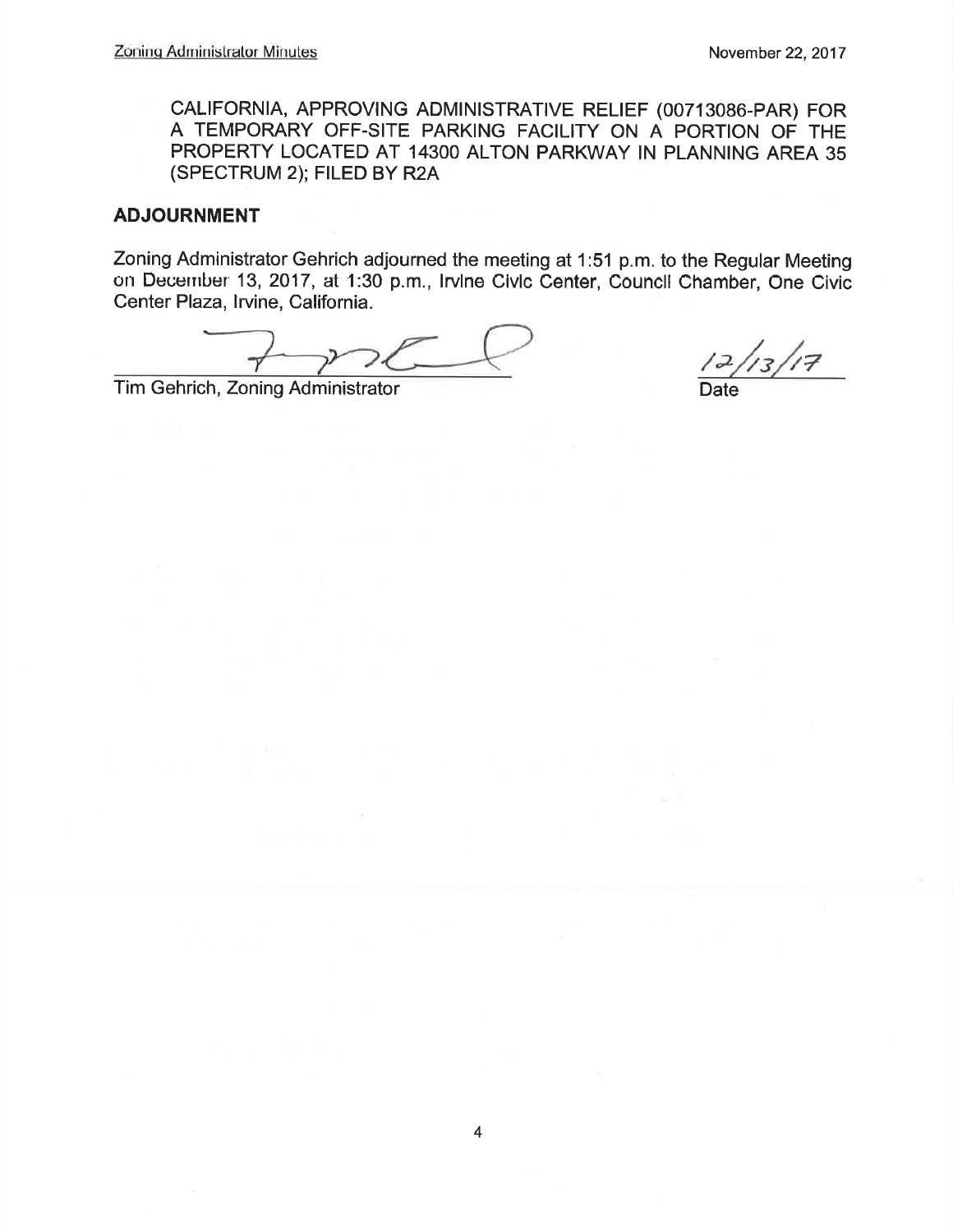CALIFORNIA, APPROVING ADMINISTRATIVE RELIEF (00713086-PAR) FOR A TEMPORARY OFF-SITE PARKING FACILITY ON A PORTION OF THE PROPERTY LOCATED AT 14300 ALTON PARKWAY IN PLANNING AREA 35 (SPECTRUM 2); FILED BY R2A

## ADJOURNMENT

Zoning Administrator Gehrich adjourned the meeting at 1:51 p.m. to the Regular Meeting on December 13, 2017, at 1:30 p.m., Irvine Civic Center, Council Chamber, One Civic Center Plaza, Irvine, California.

Tim Gehrich, Zoning Administrator

12/13/17

Date